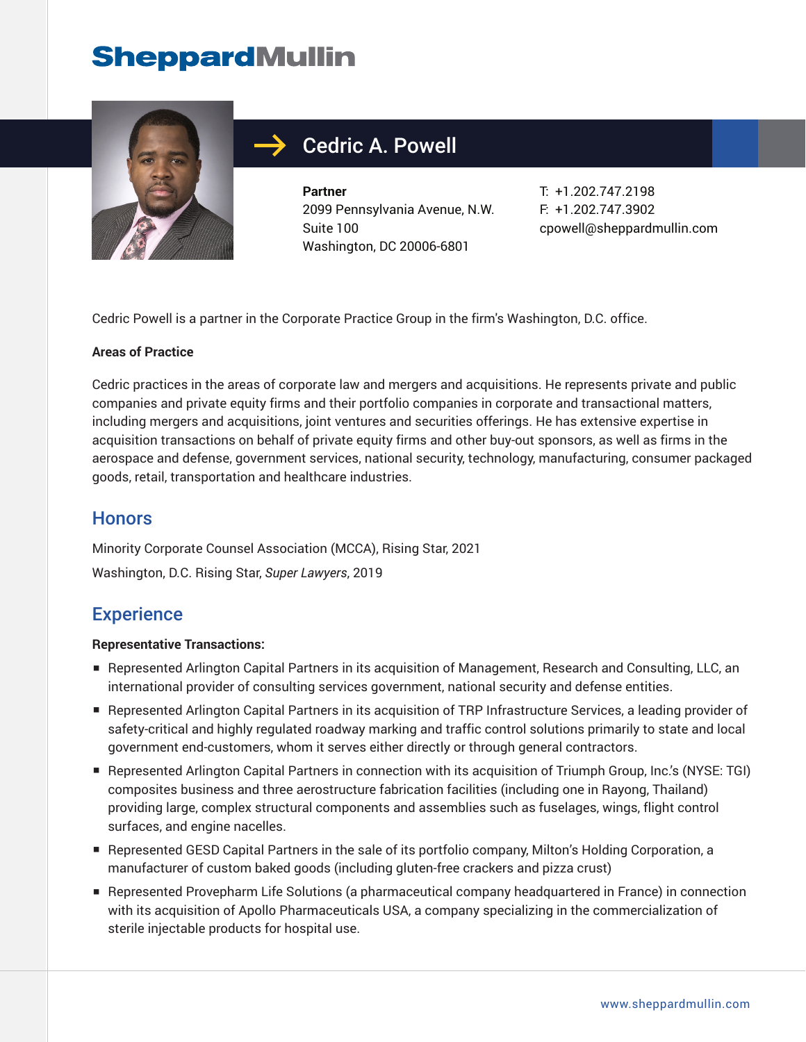SheppardMullin

# Cedric A. Powell

**Partner**
2099 Pennsylvania Avenue, N.W.
Suite 100
Washington, DC 20006-6801

T: +1.202.747.2198
F: +1.202.747.3902
cpowell@sheppardmullin.com

Cedric Powell is a partner in the Corporate Practice Group in the firm's Washington, D.C. office.

**Areas of Practice**

Cedric practices in the areas of corporate law and mergers and acquisitions. He represents private and public companies and private equity firms and their portfolio companies in corporate and transactional matters, including mergers and acquisitions, joint ventures and securities offerings. He has extensive expertise in acquisition transactions on behalf of private equity firms and other buy-out sponsors, as well as firms in the aerospace and defense, government services, national security, technology, manufacturing, consumer packaged goods, retail, transportation and healthcare industries.

## Honors

Minority Corporate Counsel Association (MCCA), Rising Star, 2021

Washington, D.C. Rising Star, *Super Lawyers*, 2019

## Experience

**Representative Transactions:**

- Represented Arlington Capital Partners in its acquisition of Management, Research and Consulting, LLC, an international provider of consulting services government, national security and defense entities.
- Represented Arlington Capital Partners in its acquisition of TRP Infrastructure Services, a leading provider of safety-critical and highly regulated roadway marking and traffic control solutions primarily to state and local government end-customers, whom it serves either directly or through general contractors.
- Represented Arlington Capital Partners in connection with its acquisition of Triumph Group, Inc.'s (NYSE: TGI) composites business and three aerostructure fabrication facilities (including one in Rayong, Thailand) providing large, complex structural components and assemblies such as fuselages, wings, flight control surfaces, and engine nacelles.
- Represented GESD Capital Partners in the sale of its portfolio company, Milton's Holding Corporation, a manufacturer of custom baked goods (including gluten-free crackers and pizza crust)
- Represented Provepharm Life Solutions (a pharmaceutical company headquartered in France) in connection with its acquisition of Apollo Pharmaceuticals USA, a company specializing in the commercialization of sterile injectable products for hospital use.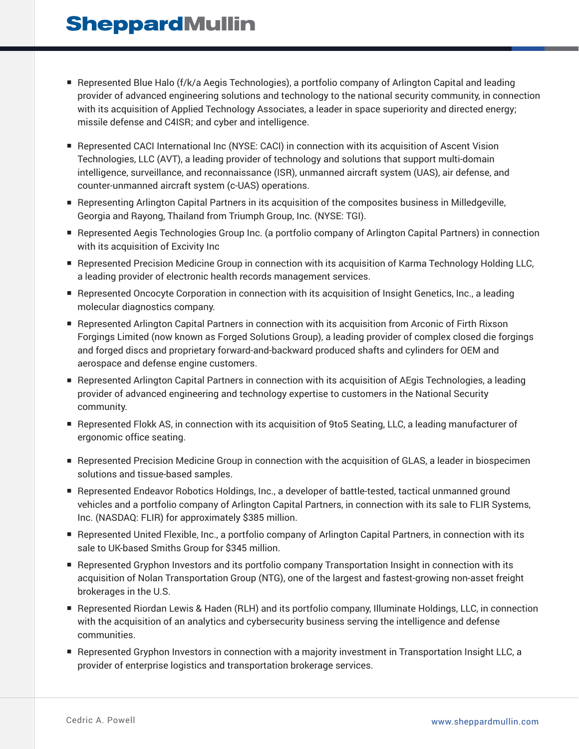- Represented Blue Halo (f/k/a Aegis Technologies), a portfolio company of Arlington Capital and leading provider of advanced engineering solutions and technology to the national security community, in connection with its acquisition of Applied Technology Associates, a leader in space superiority and directed energy; missile defense and C4ISR; and cyber and intelligence.
- Represented CACI International Inc (NYSE: CACI) in connection with its acquisition of Ascent Vision Technologies, LLC (AVT), a leading provider of technology and solutions that support multi-domain intelligence, surveillance, and reconnaissance (ISR), unmanned aircraft system (UAS), air defense, and counter-unmanned aircraft system (c-UAS) operations.
- Representing Arlington Capital Partners in its acquisition of the composites business in Milledgeville, Georgia and Rayong, Thailand from Triumph Group, Inc. (NYSE: TGI).
- Represented Aegis Technologies Group Inc. (a portfolio company of Arlington Capital Partners) in connection with its acquisition of Excivity Inc
- Represented Precision Medicine Group in connection with its acquisition of Karma Technology Holding LLC, a leading provider of electronic health records management services.
- Represented Oncocyte Corporation in connection with its acquisition of Insight Genetics, Inc., a leading molecular diagnostics company.
- Represented Arlington Capital Partners in connection with its acquisition from Arconic of Firth Rixson Forgings Limited (now known as Forged Solutions Group), a leading provider of complex closed die forgings and forged discs and proprietary forward-and-backward produced shafts and cylinders for OEM and aerospace and defense engine customers.
- Represented Arlington Capital Partners in connection with its acquisition of AEgis Technologies, a leading provider of advanced engineering and technology expertise to customers in the National Security community.
- Represented Flokk AS, in connection with its acquisition of 9to5 Seating, LLC, a leading manufacturer of ergonomic office seating.
- Represented Precision Medicine Group in connection with the acquisition of GLAS, a leader in biospecimen solutions and tissue-based samples.
- Represented Endeavor Robotics Holdings, Inc., a developer of battle-tested, tactical unmanned ground vehicles and a portfolio company of Arlington Capital Partners, in connection with its sale to FLIR Systems, Inc. (NASDAQ: FLIR) for approximately $385 million.
- Represented United Flexible, Inc., a portfolio company of Arlington Capital Partners, in connection with its sale to UK-based Smiths Group for $345 million.
- Represented Gryphon Investors and its portfolio company Transportation Insight in connection with its acquisition of Nolan Transportation Group (NTG), one of the largest and fastest-growing non-asset freight brokerages in the U.S.
- Represented Riordan Lewis & Haden (RLH) and its portfolio company, Illuminate Holdings, LLC, in connection with the acquisition of an analytics and cybersecurity business serving the intelligence and defense communities.
- Represented Gryphon Investors in connection with a majority investment in Transportation Insight LLC, a provider of enterprise logistics and transportation brokerage services.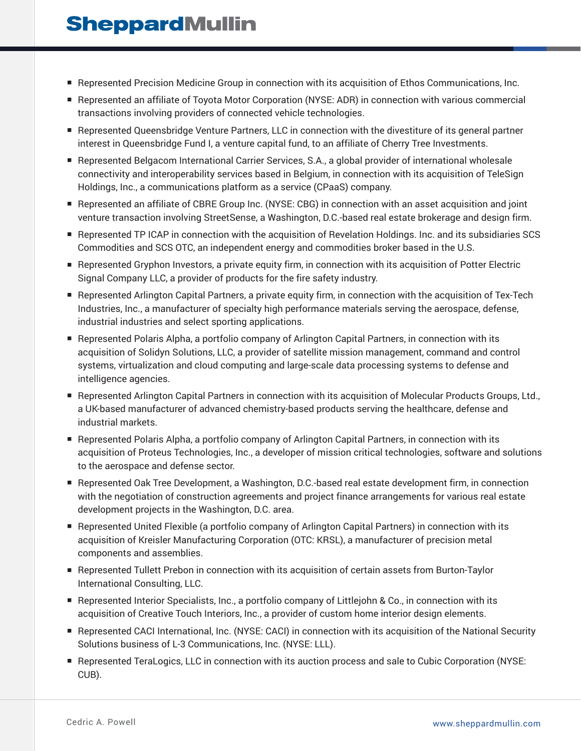- Represented Precision Medicine Group in connection with its acquisition of Ethos Communications, Inc.
- Represented an affiliate of Toyota Motor Corporation (NYSE: ADR) in connection with various commercial transactions involving providers of connected vehicle technologies.
- Represented Queensbridge Venture Partners, LLC in connection with the divestiture of its general partner interest in Queensbridge Fund I, a venture capital fund, to an affiliate of Cherry Tree Investments.
- Represented Belgacom International Carrier Services, S.A., a global provider of international wholesale connectivity and interoperability services based in Belgium, in connection with its acquisition of TeleSign Holdings, Inc., a communications platform as a service (CPaaS) company.
- Represented an affiliate of CBRE Group Inc. (NYSE: CBG) in connection with an asset acquisition and joint venture transaction involving StreetSense, a Washington, D.C.-based real estate brokerage and design firm.
- Represented TP ICAP in connection with the acquisition of Revelation Holdings. Inc. and its subsidiaries SCS Commodities and SCS OTC, an independent energy and commodities broker based in the U.S.
- Represented Gryphon Investors, a private equity firm, in connection with its acquisition of Potter Electric Signal Company LLC, a provider of products for the fire safety industry.
- Represented Arlington Capital Partners, a private equity firm, in connection with the acquisition of Tex-Tech Industries, Inc., a manufacturer of specialty high performance materials serving the aerospace, defense, industrial industries and select sporting applications.
- Represented Polaris Alpha, a portfolio company of Arlington Capital Partners, in connection with its acquisition of Solidyn Solutions, LLC, a provider of satellite mission management, command and control systems, virtualization and cloud computing and large-scale data processing systems to defense and intelligence agencies.
- Represented Arlington Capital Partners in connection with its acquisition of Molecular Products Groups, Ltd., a UK-based manufacturer of advanced chemistry-based products serving the healthcare, defense and industrial markets.
- Represented Polaris Alpha, a portfolio company of Arlington Capital Partners, in connection with its acquisition of Proteus Technologies, Inc., a developer of mission critical technologies, software and solutions to the aerospace and defense sector.
- Represented Oak Tree Development, a Washington, D.C.-based real estate development firm, in connection with the negotiation of construction agreements and project finance arrangements for various real estate development projects in the Washington, D.C. area.
- Represented United Flexible (a portfolio company of Arlington Capital Partners) in connection with its acquisition of Kreisler Manufacturing Corporation (OTC: KRSL), a manufacturer of precision metal components and assemblies.
- Represented Tullett Prebon in connection with its acquisition of certain assets from Burton-Taylor International Consulting, LLC.
- Represented Interior Specialists, Inc., a portfolio company of Littlejohn & Co., in connection with its acquisition of Creative Touch Interiors, Inc., a provider of custom home interior design elements.
- Represented CACI International, Inc. (NYSE: CACI) in connection with its acquisition of the National Security Solutions business of L-3 Communications, Inc. (NYSE: LLL).
- Represented TeraLogics, LLC in connection with its auction process and sale to Cubic Corporation (NYSE: CUB).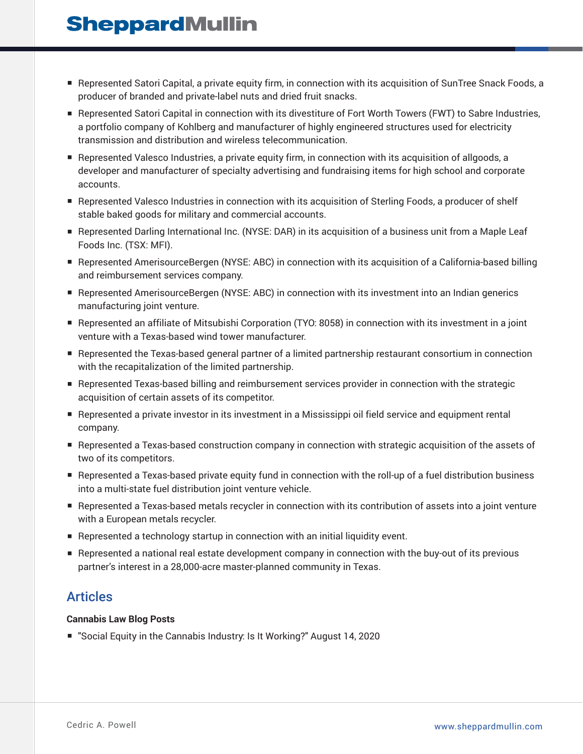- Represented Satori Capital, a private equity firm, in connection with its acquisition of SunTree Snack Foods, a producer of branded and private-label nuts and dried fruit snacks.
- Represented Satori Capital in connection with its divestiture of Fort Worth Towers (FWT) to Sabre Industries, a portfolio company of Kohlberg and manufacturer of highly engineered structures used for electricity transmission and distribution and wireless telecommunication.
- Represented Valesco Industries, a private equity firm, in connection with its acquisition of allgoods, a developer and manufacturer of specialty advertising and fundraising items for high school and corporate accounts.
- Represented Valesco Industries in connection with its acquisition of Sterling Foods, a producer of shelf stable baked goods for military and commercial accounts.
- Represented Darling International Inc. (NYSE: DAR) in its acquisition of a business unit from a Maple Leaf Foods Inc. (TSX: MFI).
- Represented AmerisourceBergen (NYSE: ABC) in connection with its acquisition of a California-based billing and reimbursement services company.
- Represented AmerisourceBergen (NYSE: ABC) in connection with its investment into an Indian generics manufacturing joint venture.
- Represented an affiliate of Mitsubishi Corporation (TYO: 8058) in connection with its investment in a joint venture with a Texas-based wind tower manufacturer.
- Represented the Texas-based general partner of a limited partnership restaurant consortium in connection with the recapitalization of the limited partnership.
- Represented Texas-based billing and reimbursement services provider in connection with the strategic acquisition of certain assets of its competitor.
- Represented a private investor in its investment in a Mississippi oil field service and equipment rental company.
- Represented a Texas-based construction company in connection with strategic acquisition of the assets of two of its competitors.
- Represented a Texas-based private equity fund in connection with the roll-up of a fuel distribution business into a multi-state fuel distribution joint venture vehicle.
- Represented a Texas-based metals recycler in connection with its contribution of assets into a joint venture with a European metals recycler.
- Represented a technology startup in connection with an initial liquidity event.
- Represented a national real estate development company in connection with the buy-out of its previous partner's interest in a 28,000-acre master-planned community in Texas.

## Articles

**Cannabis Law Blog Posts**

- "Social Equity in the Cannabis Industry: Is It Working?" August 14, 2020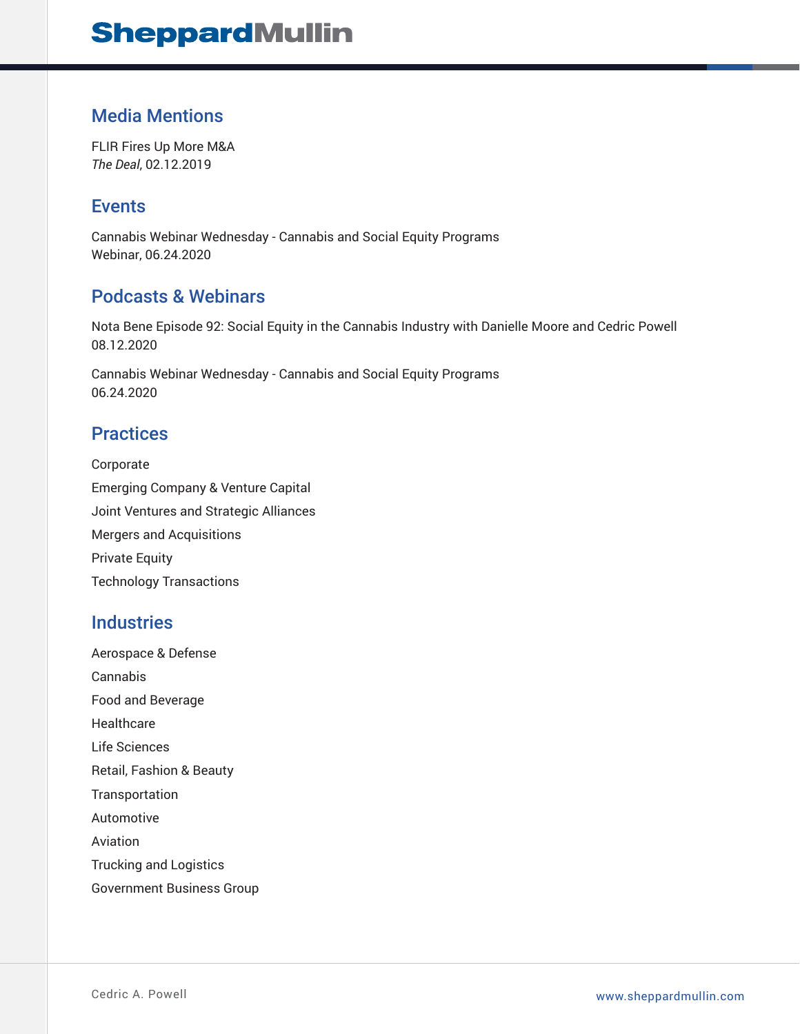## Media Mentions

FLIR Fires Up More M&A
*The Deal*, 02.12.2019

## Events

Cannabis Webinar Wednesday - Cannabis and Social Equity Programs
Webinar, 06.24.2020

## Podcasts & Webinars

Nota Bene Episode 92: Social Equity in the Cannabis Industry with Danielle Moore and Cedric Powell
08.12.2020

Cannabis Webinar Wednesday - Cannabis and Social Equity Programs
06.24.2020

## Practices

Corporate

Emerging Company & Venture Capital

Joint Ventures and Strategic Alliances

Mergers and Acquisitions

Private Equity

Technology Transactions

## Industries

Aerospace & Defense

Cannabis

Food and Beverage

Healthcare

Life Sciences

Retail, Fashion & Beauty

Transportation

Automotive

Aviation

Trucking and Logistics

Government Business Group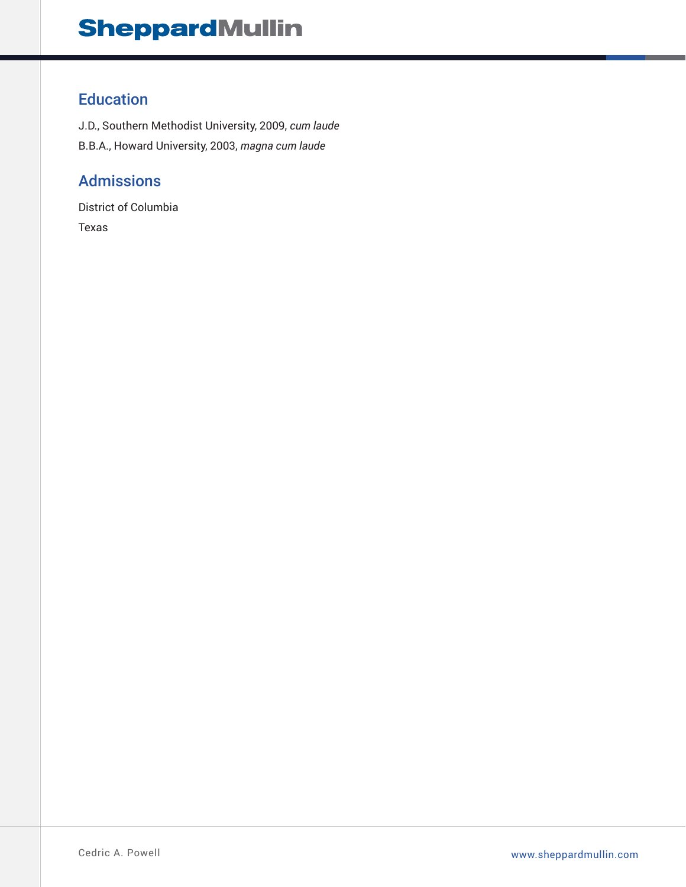## Education

J.D., Southern Methodist University, 2009, *cum laude*

B.B.A., Howard University, 2003, *magna cum laude*

## Admissions

District of Columbia

Texas